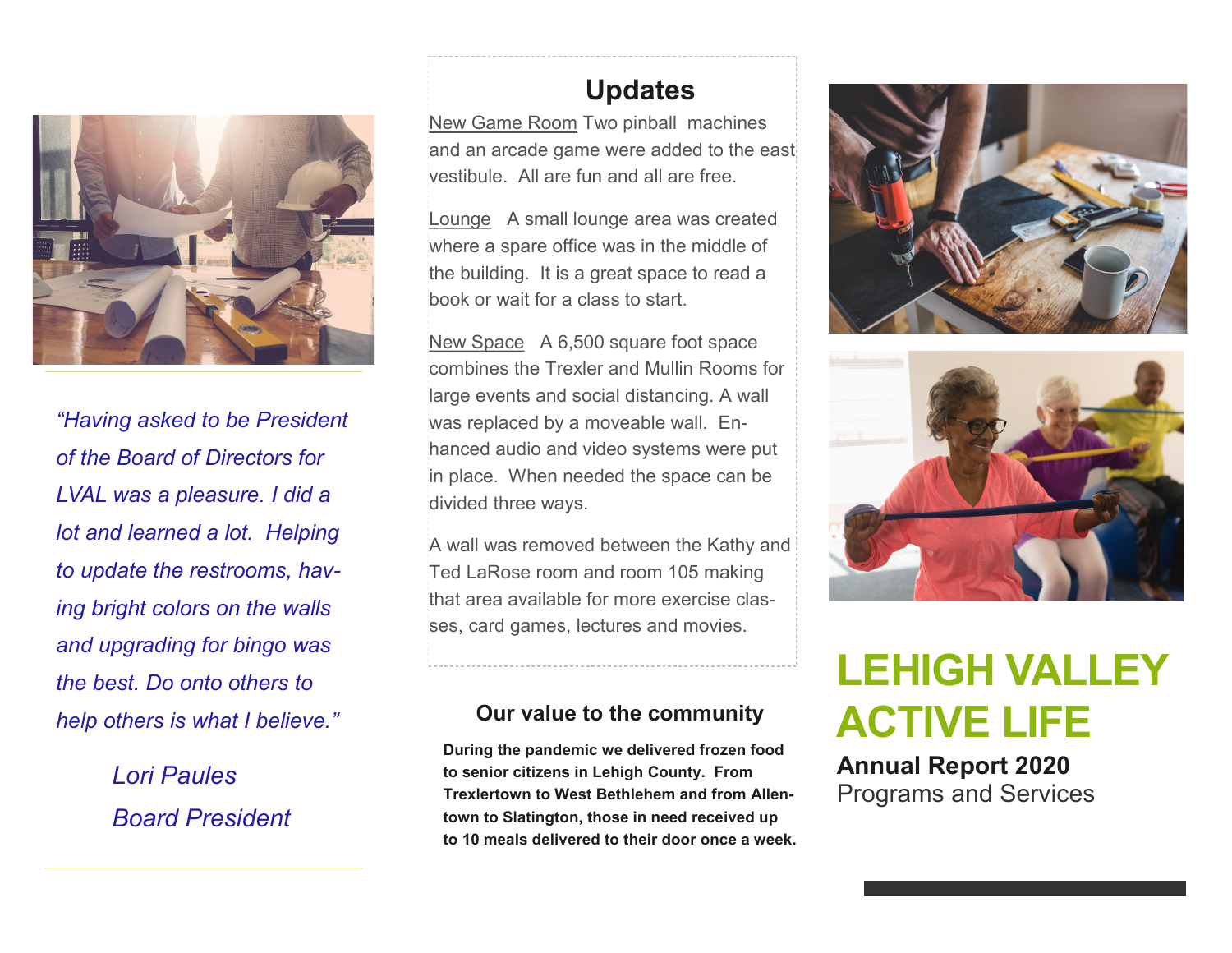*"Having asked to be President of the Board of Directors for LVAL was a pleasure. I did a lot and learned a lot. Helping to update the restrooms, having bright colors on the walls and upgrading for bingo was the best. Do onto others to help others is what I believe."*

*Lori Paules*
*Board President*

## Updates

New Game Room Two pinball machines and an arcade game were added to the east vestibule. All are fun and all are free.

Lounge A small lounge area was created where a spare office was in the middle of the building. It is a great space to read a book or wait for a class to start.

New Space A 6,500 square foot space combines the Trexler and Mullin Rooms for large events and social distancing. A wall was replaced by a moveable wall. Enhanced audio and video systems were put in place. When needed the space can be divided three ways.

A wall was removed between the Kathy and Ted LaRose room and room 105 making that area available for more exercise classes, card games, lectures and movies.

### Our value to the community

**During the pandemic we delivered frozen food to senior citizens in Lehigh County. From Trexlertown to West Bethlehem and from Allentown to Slatington, those in need received up to 10 meals delivered to their door once a week.**

# LEHIGH VALLEY ACTIVE LIFE

**Annual Report 2020**

Programs and Services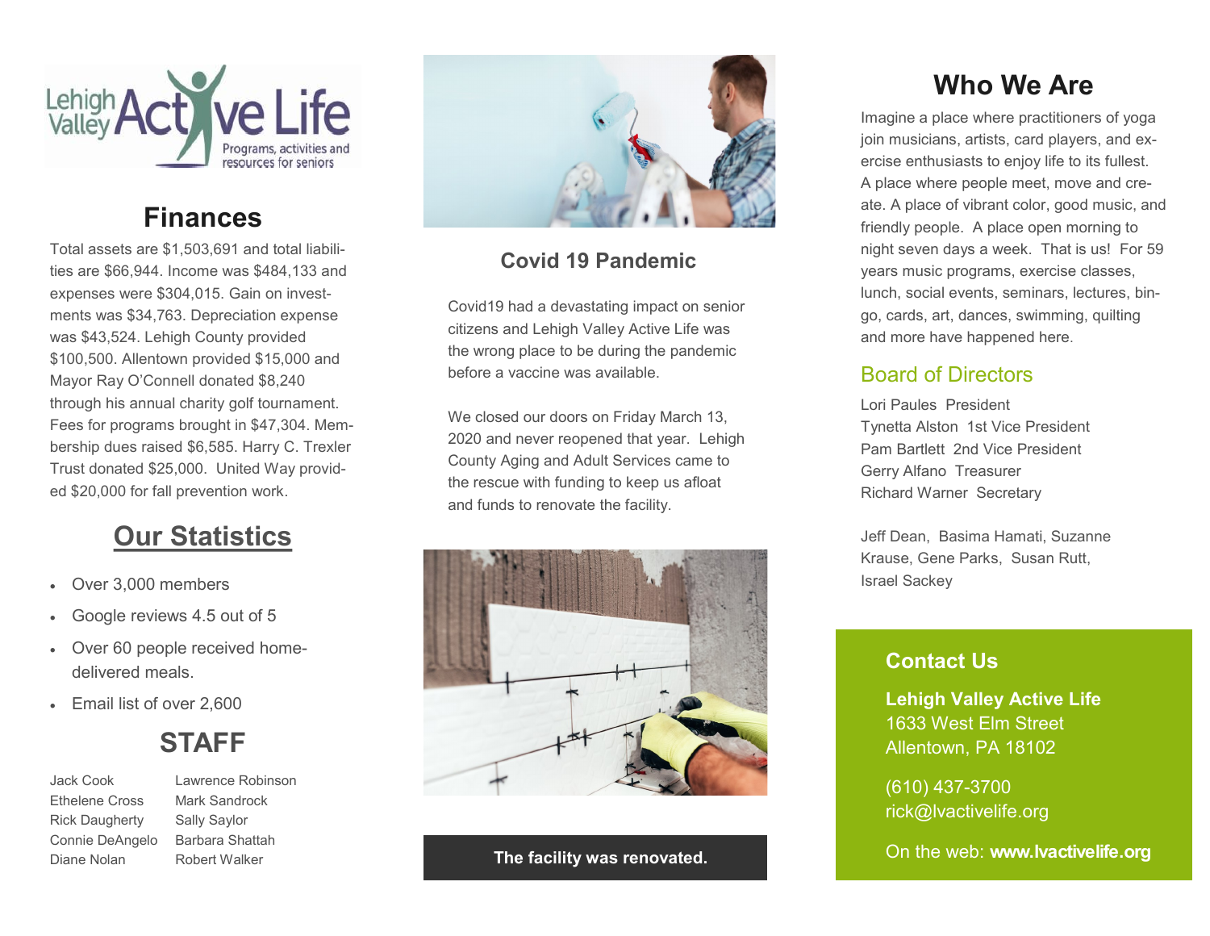Lehigh Valley Active Life

Programs, activities and resources for seniors

## Finances

Total assets are $1,503,691 and total liabilities are $66,944. Income was $484,133 and expenses were $304,015. Gain on investments was $34,763. Depreciation expense was $43,524. Lehigh County provided $100,500. Allentown provided $15,000 and Mayor Ray O'Connell donated $8,240 through his annual charity golf tournament. Fees for programs brought in $47,304. Membership dues raised $6,585. Harry C. Trexler Trust donated $25,000. United Way provided $20,000 for fall prevention work.

## Our Statistics

- Over 3,000 members
- Google reviews 4.5 out of 5
- Over 60 people received home-delivered meals.
- Email list of over 2,600

## STAFF

| | |
|---|---|
| Jack Cook | Lawrence Robinson |
| Ethelene Cross | Mark Sandrock |
| Rick Daugherty | Sally Saylor |
| Connie DeAngelo | Barbara Shattah |
| Diane Nolan | Robert Walker |

### Covid 19 Pandemic

Covid19 had a devastating impact on senior citizens and Lehigh Valley Active Life was the wrong place to be during the pandemic before a vaccine was available.

We closed our doors on Friday March 13, 2020 and never reopened that year. Lehigh County Aging and Adult Services came to the rescue with funding to keep us afloat and funds to renovate the facility.

**The facility was renovated.**

## Who We Are

Imagine a place where practitioners of yoga join musicians, artists, card players, and exercise enthusiasts to enjoy life to its fullest. A place where people meet, move and create. A place of vibrant color, good music, and friendly people. A place open morning to night seven days a week. That is us! For 59 years music programs, exercise classes, lunch, social events, seminars, lectures, bingo, cards, art, dances, swimming, quilting and more have happened here.

### Board of Directors

Lori Paules President
Tynetta Alston 1st Vice President
Pam Bartlett 2nd Vice President
Gerry Alfano Treasurer
Richard Warner Secretary

Jeff Dean, Basima Hamati, Suzanne Krause, Gene Parks, Susan Rutt, Israel Sackey

### Contact Us

**Lehigh Valley Active Life**
1633 West Elm Street
Allentown, PA 18102

(610) 437-3700
rick@lvactivelife.org

On the web: **www.lvactivelife.org**